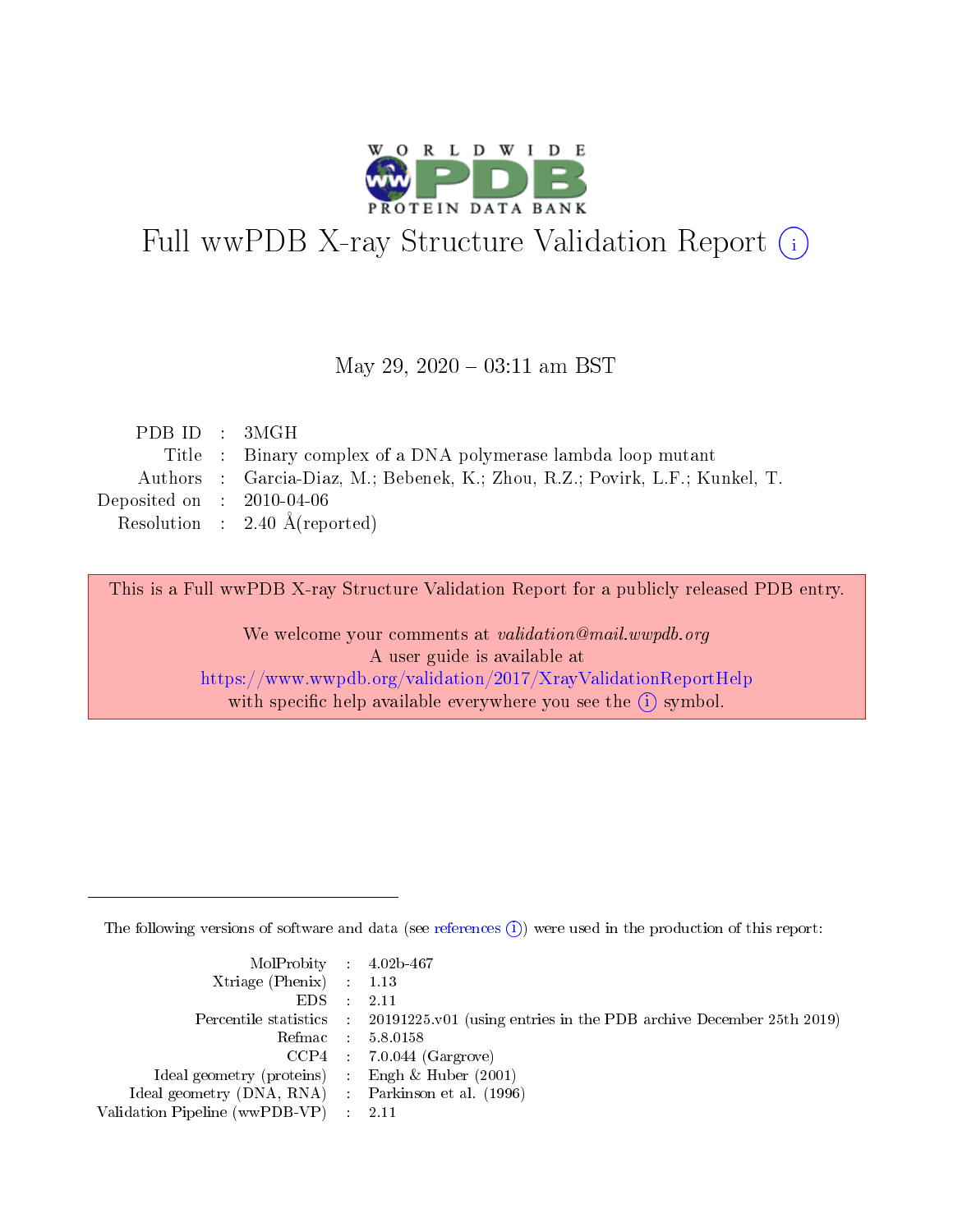# Full wwPDB X-ray Structure Validation Report (i)

May 29, 2020 – 03:11 am BST

| | | |
|---|---|---|
| PDB ID | : | 3MGH |
| Title | : | Binary complex of a DNA polymerase lambda loop mutant |
| Authors | : | Garcia-Diaz, M.; Bebenek, K.; Zhou, R.Z.; Povirk, L.F.; Kunkel, T. |
| Deposited on | : | 2010-04-06 |
| Resolution | : | 2.40 Å(reported) |

This is a Full wwPDB X-ray Structure Validation Report for a publicly released PDB entry.

We welcome your comments at *validation@mail.wwpdb.org*
A user guide is available at
https://www.wwpdb.org/validation/2017/XrayValidationReportHelp
with specific help available everywhere you see the (i) symbol.

---

The following versions of software and data (see references (i)) were used in the production of this report:

| | | |
|---|---|---|
| MolProbity | : | 4.02b-467 |
| Xtriage (Phenix) | : | 1.13 |
| EDS | : | 2.11 |
| Percentile statistics | : | 20191225.v01 (using entries in the PDB archive December 25th 2019) |
| Refmac | : | 5.8.0158 |
| CCP4 | : | 7.0.044 (Gargrove) |
| Ideal geometry (proteins) | : | Engh & Huber (2001) |
| Ideal geometry (DNA, RNA) | : | Parkinson et al. (1996) |
| Validation Pipeline (wwPDB-VP) | : | 2.11 |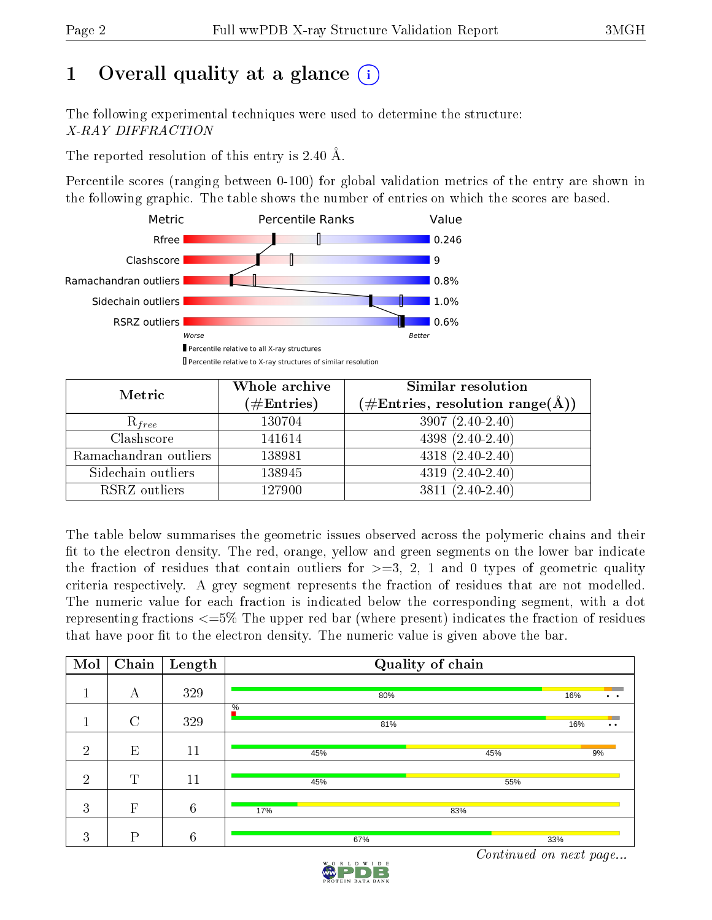# 1 Overall quality at a glance

The following experimental techniques were used to determine the structure:
*X-RAY DIFFRACTION*

The reported resolution of this entry is 2.40 Å.

Percentile scores (ranging between 0-100) for global validation metrics of the entry are shown in the following graphic. The table shows the number of entries on which the scores are based.

| Metric | Value |
|---|---|
| Rfree | 0.246 |
| Clashscore | 9 |
| Ramachandran outliers | 0.8% |
| Sidechain outliers | 1.0% |
| RSRZ outliers | 0.6% |

Worse — Better

▮ Percentile relative to all X-ray structures
▯ Percentile relative to X-ray structures of similar resolution

| Metric | Whole archive (#Entries) | Similar resolution (#Entries, resolution range(Å)) |
|---|---|---|
| $R_{free}$ | 130704 | 3907 (2.40-2.40) |
| Clashscore | 141614 | 4398 (2.40-2.40) |
| Ramachandran outliers | 138981 | 4318 (2.40-2.40) |
| Sidechain outliers | 138945 | 4319 (2.40-2.40) |
| RSRZ outliers | 127900 | 3811 (2.40-2.40) |

The table below summarises the geometric issues observed across the polymeric chains and their fit to the electron density. The red, orange, yellow and green segments on the lower bar indicate the fraction of residues that contain outliers for >=3, 2, 1 and 0 types of geometric quality criteria respectively. A grey segment represents the fraction of residues that are not modelled. The numeric value for each fraction is indicated below the corresponding segment, with a dot representing fractions <=5% The upper red bar (where present) indicates the fraction of residues that have poor fit to the electron density. The numeric value is given above the bar.

| Mol | Chain | Length | Quality of chain |
|---|---|---|---|
| 1 | A | 329 | 80% 16% • • |
| 1 | C | 329 | % / 81% 16% • • |
| 2 | E | 11 | 45% 45% 9% |
| 2 | T | 11 | 45% 55% |
| 3 | F | 6 | 17% 83% |
| 3 | P | 6 | 67% 33% |

*Continued on next page...*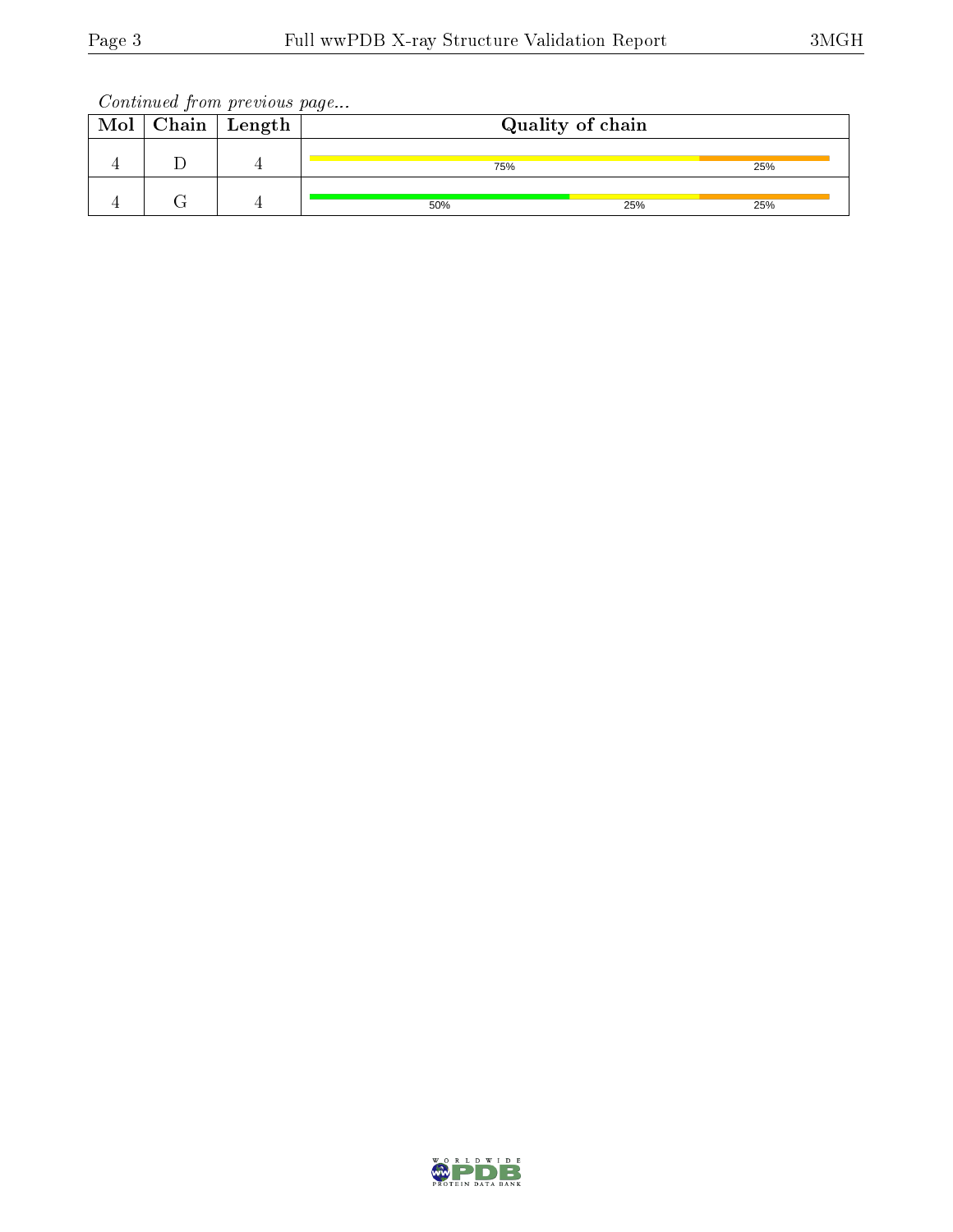*Continued from previous page...*

| Mol | Chain | Length | Quality of chain |
|---|---|---|---|
| 4 | D | 4 | 75% 25% |
| 4 | G | 4 | 50% 25% 25% |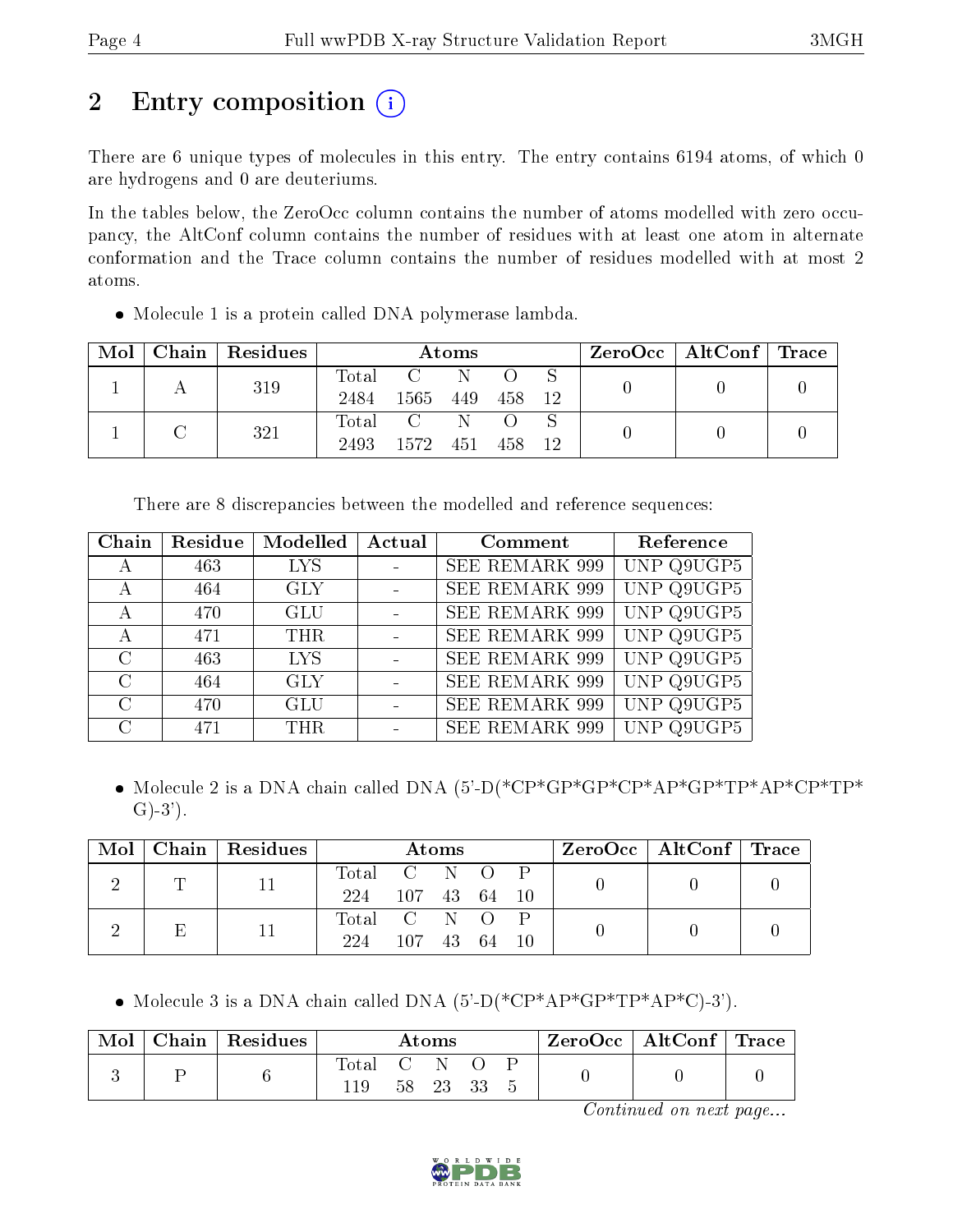## 2 Entry composition

There are 6 unique types of molecules in this entry. The entry contains 6194 atoms, of which 0 are hydrogens and 0 are deuteriums.

In the tables below, the ZeroOcc column contains the number of atoms modelled with zero occupancy, the AltConf column contains the number of residues with at least one atom in alternate conformation and the Trace column contains the number of residues modelled with at most 2 atoms.

- Molecule 1 is a protein called DNA polymerase lambda.

| Mol | Chain | Residues | Atoms | | | | | ZeroOcc | AltConf | Trace |
|---|---|---|---|---|---|---|---|---|---|---|
| 1 | A | 319 | Total<br>2484 | C<br>1565 | N<br>449 | O<br>458 | S<br>12 | 0 | 0 | 0 |
| 1 | C | 321 | Total<br>2493 | C<br>1572 | N<br>451 | O<br>458 | S<br>12 | 0 | 0 | 0 |

There are 8 discrepancies between the modelled and reference sequences:

| Chain | Residue | Modelled | Actual | Comment | Reference |
|---|---|---|---|---|---|
| A | 463 | LYS | - | SEE REMARK 999 | UNP Q9UGP5 |
| A | 464 | GLY | - | SEE REMARK 999 | UNP Q9UGP5 |
| A | 470 | GLU | - | SEE REMARK 999 | UNP Q9UGP5 |
| A | 471 | THR | - | SEE REMARK 999 | UNP Q9UGP5 |
| C | 463 | LYS | - | SEE REMARK 999 | UNP Q9UGP5 |
| C | 464 | GLY | - | SEE REMARK 999 | UNP Q9UGP5 |
| C | 470 | GLU | - | SEE REMARK 999 | UNP Q9UGP5 |
| C | 471 | THR | - | SEE REMARK 999 | UNP Q9UGP5 |

- Molecule 2 is a DNA chain called DNA (5'-D(*CP*GP*GP*CP*AP*GP*TP*AP*CP*TP*G)-3').

| Mol | Chain | Residues | Atoms | | | | | ZeroOcc | AltConf | Trace |
|---|---|---|---|---|---|---|---|---|---|---|
| 2 | T | 11 | Total<br>224 | C<br>107 | N<br>43 | O<br>64 | P<br>10 | 0 | 0 | 0 |
| 2 | E | 11 | Total<br>224 | C<br>107 | N<br>43 | O<br>64 | P<br>10 | 0 | 0 | 0 |

- Molecule 3 is a DNA chain called DNA (5'-D(*CP*AP*GP*TP*AP*C)-3').

| Mol | Chain | Residues | Atoms | | | | | ZeroOcc | AltConf | Trace |
|---|---|---|---|---|---|---|---|---|---|---|
| 3 | P | 6 | Total<br>119 | C<br>58 | N<br>23 | O<br>33 | P<br>5 | 0 | 0 | 0 |

*Continued on next page...*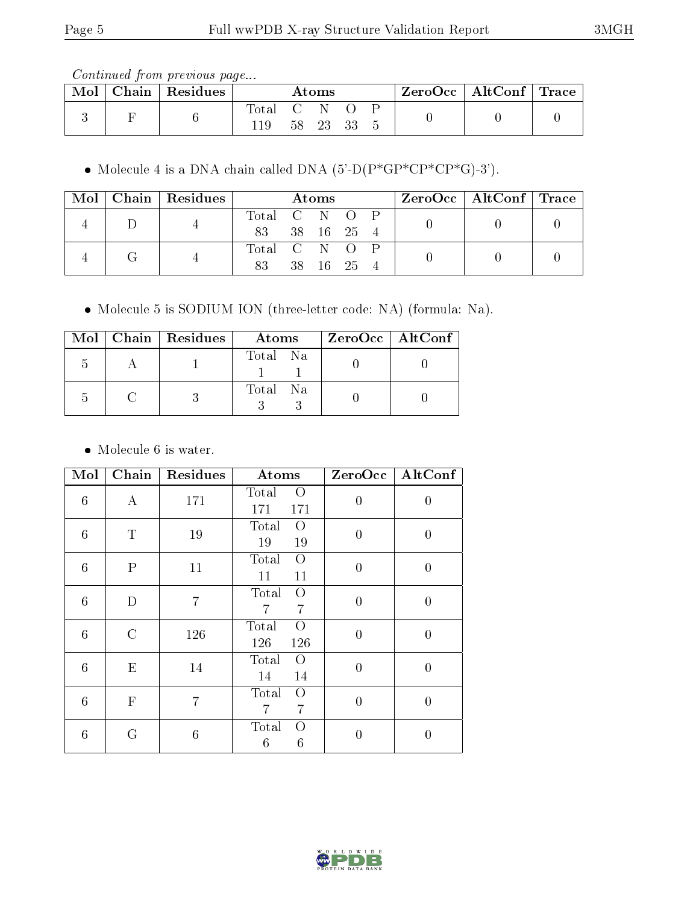*Continued from previous page...*

| Mol | Chain | Residues | Atoms | | | | | ZeroOcc | AltConf | Trace |
|---|---|---|---|---|---|---|---|---|---|---|
| 3 | F | 6 | Total 119 | C 58 | N 23 | O 33 | P 5 | 0 | 0 | 0 |

- Molecule 4 is a DNA chain called DNA (5'-D(P*GP*CP*CP*G)-3').

| Mol | Chain | Residues | Atoms | | | | | ZeroOcc | AltConf | Trace |
|---|---|---|---|---|---|---|---|---|---|---|
| 4 | D | 4 | Total 83 | C 38 | N 16 | O 25 | P 4 | 0 | 0 | 0 |
| 4 | G | 4 | Total 83 | C 38 | N 16 | O 25 | P 4 | 0 | 0 | 0 |

- Molecule 5 is SODIUM ION (three-letter code: NA) (formula: Na).

| Mol | Chain | Residues | Atoms | | ZeroOcc | AltConf |
|---|---|---|---|---|---|---|
| 5 | A | 1 | Total 1 | Na 1 | 0 | 0 |
| 5 | C | 3 | Total 3 | Na 3 | 0 | 0 |

- Molecule 6 is water.

| Mol | Chain | Residues | Atoms | | ZeroOcc | AltConf |
|---|---|---|---|---|---|---|
| 6 | A | 171 | Total 171 | O 171 | 0 | 0 |
| 6 | T | 19 | Total 19 | O 19 | 0 | 0 |
| 6 | P | 11 | Total 11 | O 11 | 0 | 0 |
| 6 | D | 7 | Total 7 | O 7 | 0 | 0 |
| 6 | C | 126 | Total 126 | O 126 | 0 | 0 |
| 6 | E | 14 | Total 14 | O 14 | 0 | 0 |
| 6 | F | 7 | Total 7 | O 7 | 0 | 0 |
| 6 | G | 6 | Total 6 | O 6 | 0 | 0 |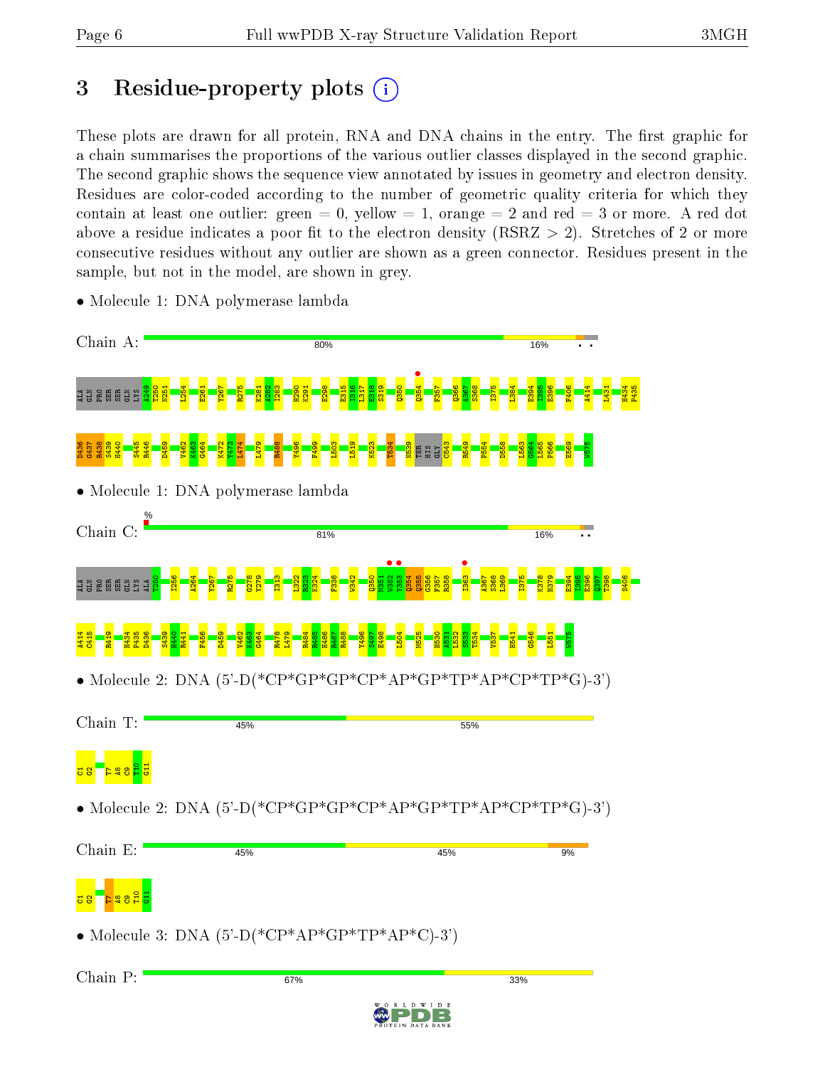# 3 Residue-property plots

These plots are drawn for all protein, RNA and DNA chains in the entry. The first graphic for a chain summarises the proportions of the various outlier classes displayed in the second graphic. The second graphic shows the sequence view annotated by issues in geometry and electron density. Residues are color-coded according to the number of geometric quality criteria for which they contain at least one outlier: green = 0, yellow = 1, orange = 2 and red = 3 or more. A red dot above a residue indicates a poor fit to the electron density (RSRZ > 2). Stretches of 2 or more consecutive residues without any outlier are shown as a green connector. Residues present in the sample, but not in the model, are shown in grey.

- Molecule 1: DNA polymerase lambda

Chain A: 80% 16% • •

ALA GLN PRO SER SER GLN LYS A249 T250 N251 L254 E261 Y267 R275 K281 A282 I283 H290 K291 E298 E315 I316 L317 E318 S319 Q350 Q354 F357 Q366 A367 S368 I375 L384 E394 I395 E396 F406 A414 L431 H434 P435 D436 G437 R438 S439 H440 S445 R446 D459 V462 K463 G464 K472 Y473 I474 L479 R488 Y496 F499 I503 L519 K523 T534 N539 THR HIS GLY C543 R549 P554 D558 L563 G564 L565 P566 E569 W575

- Molecule 1: DNA polymerase lambda

Chain C: % 81% 16% • •

ALA GLN PRO SER SER GLN LYS ALA T250 I256 A264 Y267 R275 G278 Y279 I313 L322 R323 K324 F338 W342 Q350 M351 W352 Y353 Q354 Q355 G356 F357 R358 I363 A367 S368 L369 I375 K378 H379 E394 I395 E396 G397 T398 S408 A414 C415 R419 H434 P435 D436 S439 H440 R441 F456 D459 V462 K463 G464 R478 L479 R484 R485 H486 R487 R488 Y496 S497 E498 L504 M525 H530 A531 L532 S533 T534 V537 H541 G546 L551 W575

- Molecule 2: DNA (5'-D(*CP*GP*GP*CP*AP*GP*TP*AP*CP*TP*G)-3')

Chain T: 45% 55%

C1 G2 T7 A8 C9 T10 G11

- Molecule 2: DNA (5'-D(*CP*GP*GP*CP*AP*GP*TP*AP*CP*TP*G)-3')

Chain E: 45% 45% 9%

C1 G2 T7 A8 C9 T10 G11

- Molecule 3: DNA (5'-D(*CP*AP*GP*TP*AP*C)-3')

Chain P: 67% 33%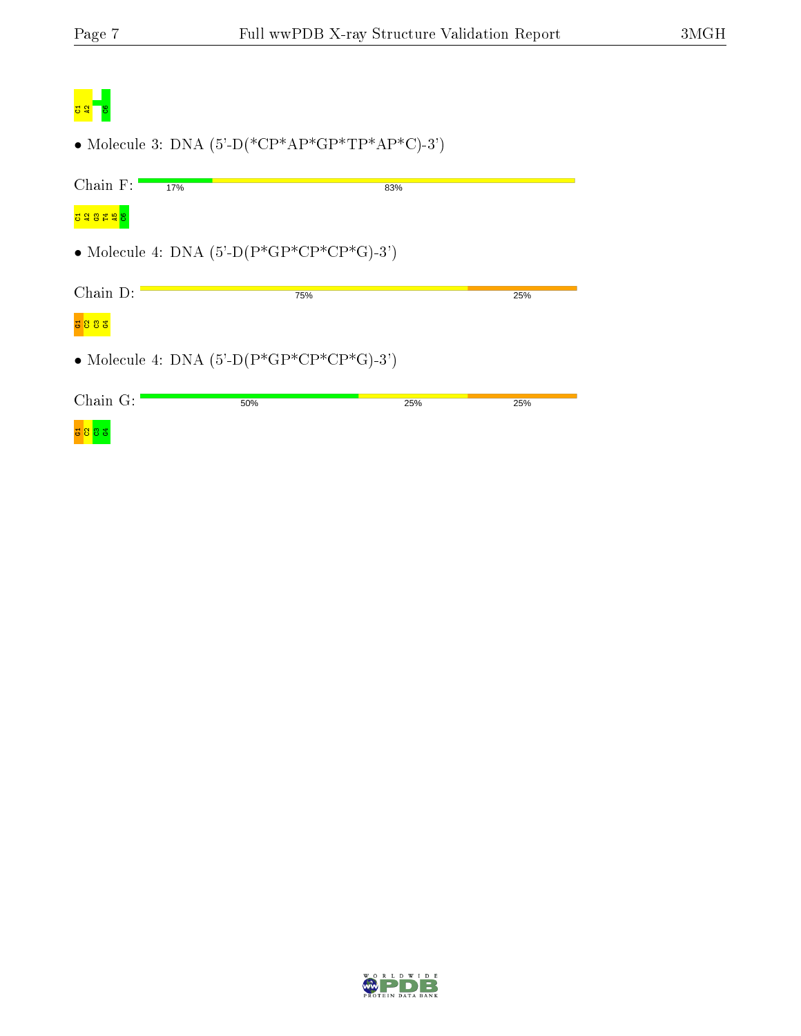C1
A2
C6

- Molecule 3: DNA (5'-D(*CP*AP*GP*TP*AP*C)-3')

Chain F: 17% 83%

C1
A2
G3
T4
A5
C6

- Molecule 4: DNA (5'-D(P*GP*CP*CP*G)-3')

Chain D: 75% 25%

G1
C2
C3
G4

- Molecule 4: DNA (5'-D(P*GP*CP*CP*G)-3')

Chain G: 50% 25% 25%

G1
C2
C3
G4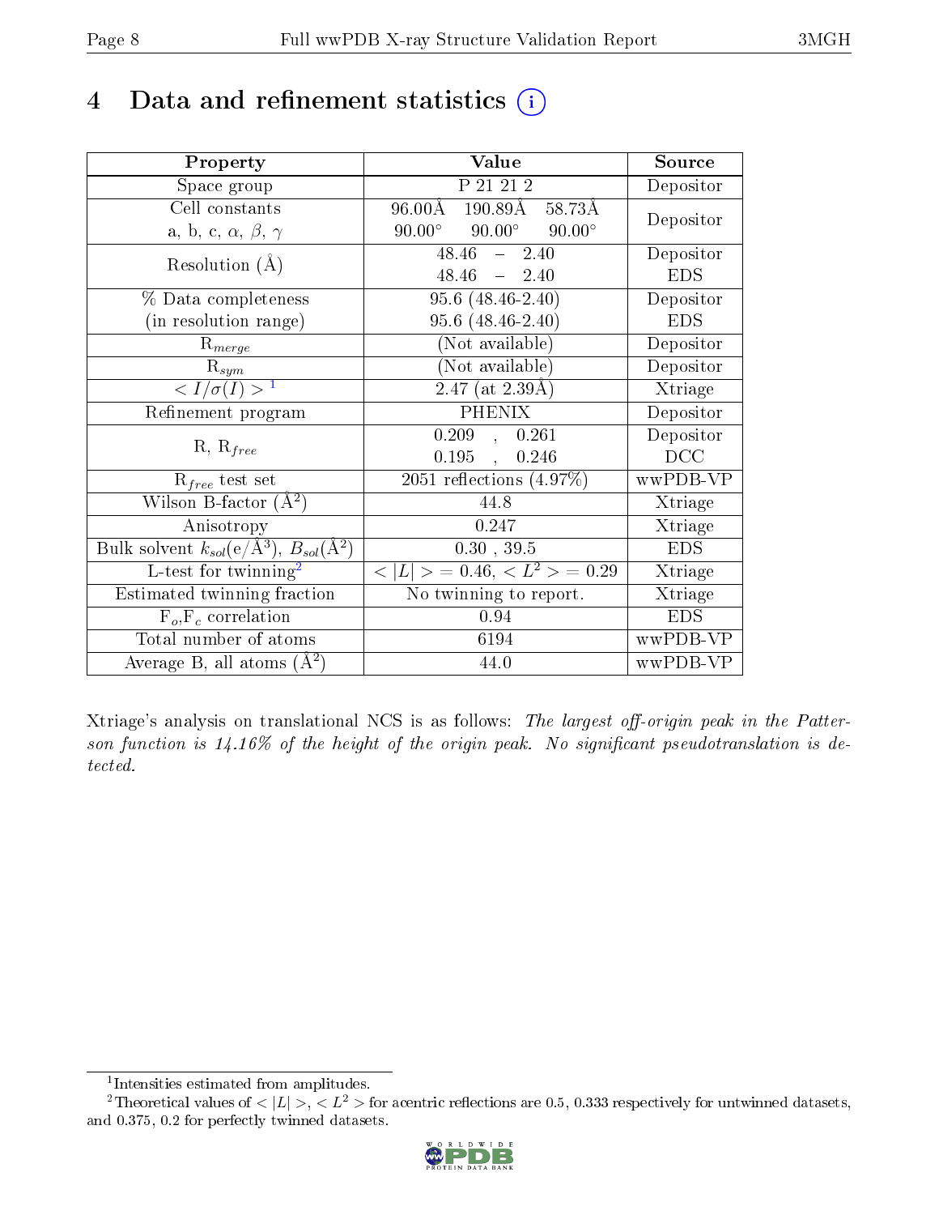# 4 Data and refinement statistics (i)

| Property | Value | Source |
|---|---|---|
| Space group | P 21 21 2 | Depositor |
| Cell constants<br>a, b, c, $\alpha$, $\beta$, $\gamma$ | 96.00Å 190.89Å 58.73Å<br>90.00° 90.00° 90.00° | Depositor |
| Resolution (Å) | 48.46 – 2.40<br>48.46 – 2.40 | Depositor<br>EDS |
| % Data completeness<br>(in resolution range) | 95.6 (48.46-2.40)<br>95.6 (48.46-2.40) | Depositor<br>EDS |
| $R_{merge}$ | (Not available) | Depositor |
| $R_{sym}$ | (Not available) | Depositor |
| $< I/\sigma(I) >$ [1] | 2.47 (at 2.39Å) | Xtriage |
| Refinement program | PHENIX | Depositor |
| R, $R_{free}$ | 0.209 , 0.261<br>0.195 , 0.246 | Depositor<br>DCC |
| $R_{free}$ test set | 2051 reflections (4.97%) | wwPDB-VP |
| Wilson B-factor ($Å^2$) | 44.8 | Xtriage |
| Anisotropy | 0.247 | Xtriage |
| Bulk solvent $k_{sol}$(e/$Å^3$), $B_{sol}$($Å^2$) | 0.30 , 39.5 | EDS |
| L-test for twinning[2] | $< \|L\| >$ = 0.46, $< L^2 >$ = 0.29 | Xtriage |
| Estimated twinning fraction | No twinning to report. | Xtriage |
| $F_o$,$F_c$ correlation | 0.94 | EDS |
| Total number of atoms | 6194 | wwPDB-VP |
| Average B, all atoms ($Å^2$) | 44.0 | wwPDB-VP |

Xtriage's analysis on translational NCS is as follows: *The largest off-origin peak in the Patterson function is 14.16% of the height of the origin peak. No significant pseudotranslation is detected.*

[1] Intensities estimated from amplitudes.

[2] Theoretical values of $< |L| >$, $< L^2 >$ for acentric reflections are 0.5, 0.333 respectively for untwinned datasets, and 0.375, 0.2 for perfectly twinned datasets.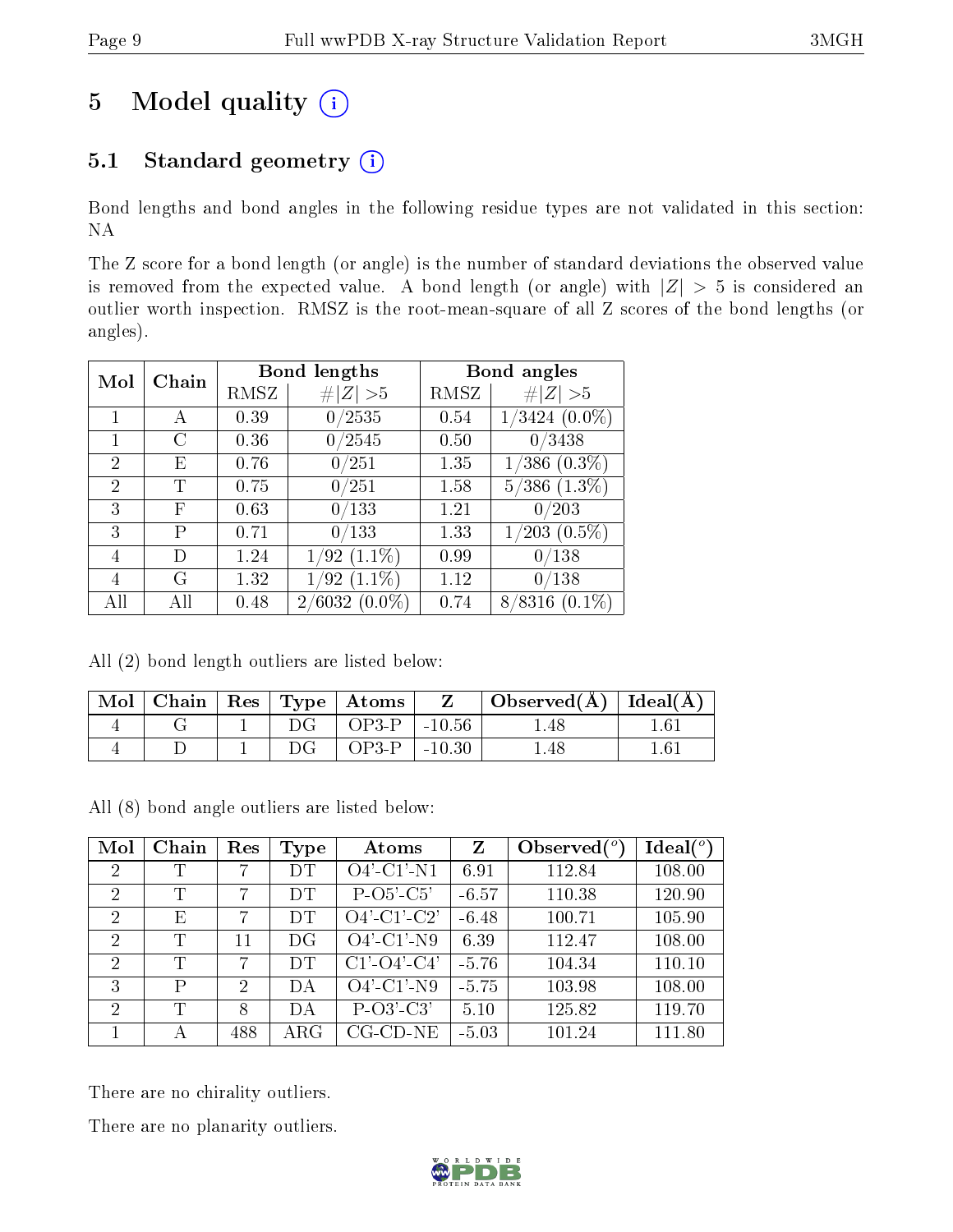# 5 Model quality (i)

## 5.1 Standard geometry (i)

Bond lengths and bond angles in the following residue types are not validated in this section: NA

The Z score for a bond length (or angle) is the number of standard deviations the observed value is removed from the expected value. A bond length (or angle) with $|Z| > 5$ is considered an outlier worth inspection. RMSZ is the root-mean-square of all Z scores of the bond lengths (or angles).

| Mol | Chain | Bond lengths | | Bond angles | |
|---|---|---|---|---|---|
| | | RMSZ | $\#\|Z\| > 5$ | RMSZ | $\#\|Z\| > 5$ |
| 1 | A | 0.39 | 0/2535 | 0.54 | 1/3424 (0.0%) |
| 1 | C | 0.36 | 0/2545 | 0.50 | 0/3438 |
| 2 | E | 0.76 | 0/251 | 1.35 | 1/386 (0.3%) |
| 2 | T | 0.75 | 0/251 | 1.58 | 5/386 (1.3%) |
| 3 | F | 0.63 | 0/133 | 1.21 | 0/203 |
| 3 | P | 0.71 | 0/133 | 1.33 | 1/203 (0.5%) |
| 4 | D | 1.24 | 1/92 (1.1%) | 0.99 | 0/138 |
| 4 | G | 1.32 | 1/92 (1.1%) | 1.12 | 0/138 |
| All | All | 0.48 | 2/6032 (0.0%) | 0.74 | 8/8316 (0.1%) |

All (2) bond length outliers are listed below:

| Mol | Chain | Res | Type | Atoms | Z | Observed(Å) | Ideal(Å) |
|---|---|---|---|---|---|---|---|
| 4 | G | 1 | DG | OP3-P | -10.56 | 1.48 | 1.61 |
| 4 | D | 1 | DG | OP3-P | -10.30 | 1.48 | 1.61 |

All (8) bond angle outliers are listed below:

| Mol | Chain | Res | Type | Atoms | Z | Observed(°) | Ideal(°) |
|---|---|---|---|---|---|---|---|
| 2 | T | 7 | DT | O4'-C1'-N1 | 6.91 | 112.84 | 108.00 |
| 2 | T | 7 | DT | P-O5'-C5' | -6.57 | 110.38 | 120.90 |
| 2 | E | 7 | DT | O4'-C1'-C2' | -6.48 | 100.71 | 105.90 |
| 2 | T | 11 | DG | O4'-C1'-N9 | 6.39 | 112.47 | 108.00 |
| 2 | T | 7 | DT | C1'-O4'-C4' | -5.76 | 104.34 | 110.10 |
| 3 | P | 2 | DA | O4'-C1'-N9 | -5.75 | 103.98 | 108.00 |
| 2 | T | 8 | DA | P-O3'-C3' | 5.10 | 125.82 | 119.70 |
| 1 | A | 488 | ARG | CG-CD-NE | -5.03 | 101.24 | 111.80 |

There are no chirality outliers.

There are no planarity outliers.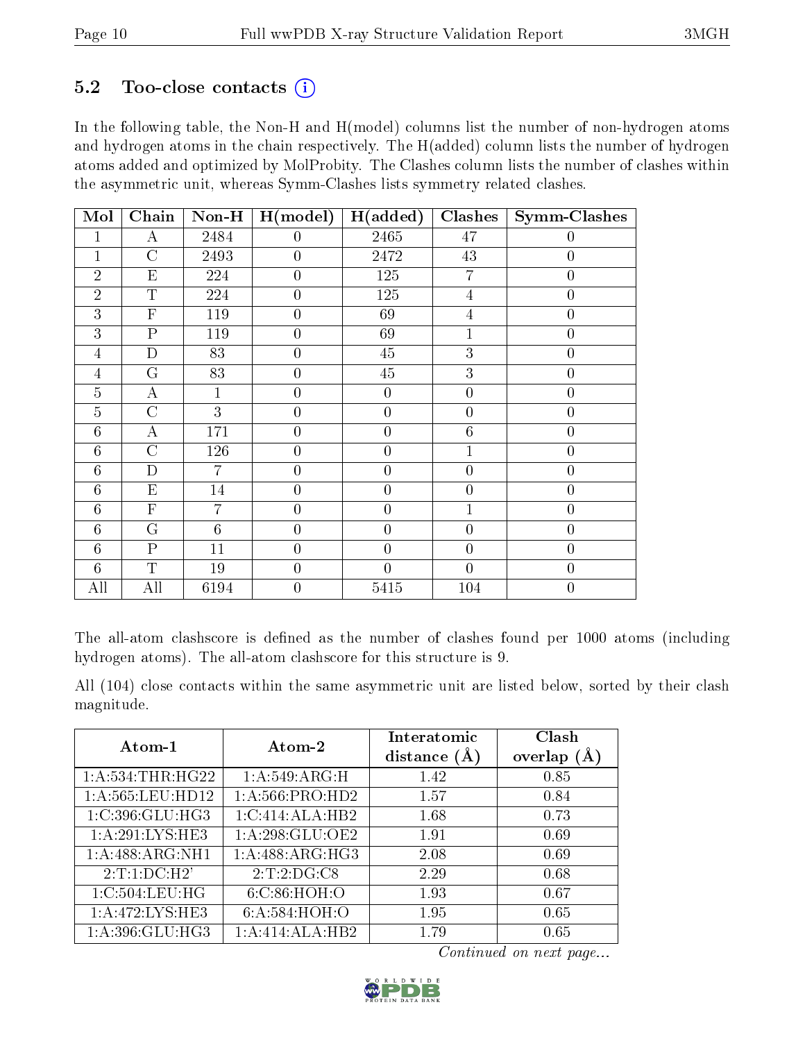### 5.2 Too-close contacts (i)

In the following table, the Non-H and H(model) columns list the number of non-hydrogen atoms and hydrogen atoms in the chain respectively. The H(added) column lists the number of hydrogen atoms added and optimized by MolProbity. The Clashes column lists the number of clashes within the asymmetric unit, whereas Symm-Clashes lists symmetry related clashes.

| Mol | Chain | Non-H | H(model) | H(added) | Clashes | Symm-Clashes |
|---|---|---|---|---|---|---|
| 1 | A | 2484 | 0 | 2465 | 47 | 0 |
| 1 | C | 2493 | 0 | 2472 | 43 | 0 |
| 2 | E | 224 | 0 | 125 | 7 | 0 |
| 2 | T | 224 | 0 | 125 | 4 | 0 |
| 3 | F | 119 | 0 | 69 | 4 | 0 |
| 3 | P | 119 | 0 | 69 | 1 | 0 |
| 4 | D | 83 | 0 | 45 | 3 | 0 |
| 4 | G | 83 | 0 | 45 | 3 | 0 |
| 5 | A | 1 | 0 | 0 | 0 | 0 |
| 5 | C | 3 | 0 | 0 | 0 | 0 |
| 6 | A | 171 | 0 | 0 | 6 | 0 |
| 6 | C | 126 | 0 | 0 | 1 | 0 |
| 6 | D | 7 | 0 | 0 | 0 | 0 |
| 6 | E | 14 | 0 | 0 | 0 | 0 |
| 6 | F | 7 | 0 | 0 | 1 | 0 |
| 6 | G | 6 | 0 | 0 | 0 | 0 |
| 6 | P | 11 | 0 | 0 | 0 | 0 |
| 6 | T | 19 | 0 | 0 | 0 | 0 |
| All | All | 6194 | 0 | 5415 | 104 | 0 |

The all-atom clashscore is defined as the number of clashes found per 1000 atoms (including hydrogen atoms). The all-atom clashscore for this structure is 9.

All (104) close contacts within the same asymmetric unit are listed below, sorted by their clash magnitude.

| Atom-1 | Atom-2 | Interatomic distance (Å) | Clash overlap (Å) |
|---|---|---|---|
| 1:A:534:THR:HG22 | 1:A:549:ARG:H | 1.42 | 0.85 |
| 1:A:565:LEU:HD12 | 1:A:566:PRO:HD2 | 1.57 | 0.84 |
| 1:C:396:GLU:HG3 | 1:C:414:ALA:HB2 | 1.68 | 0.73 |
| 1:A:291:LYS:HE3 | 1:A:298:GLU:OE2 | 1.91 | 0.69 |
| 1:A:488:ARG:NH1 | 1:A:488:ARG:HG3 | 2.08 | 0.69 |
| 2:T:1:DC:H2' | 2:T:2:DG:C8 | 2.29 | 0.68 |
| 1:C:504:LEU:HG | 6:C:86:HOH:O | 1.93 | 0.67 |
| 1:A:472:LYS:HE3 | 6:A:584:HOH:O | 1.95 | 0.65 |
| 1:A:396:GLU:HG3 | 1:A:414:ALA:HB2 | 1.79 | 0.65 |

*Continued on next page...*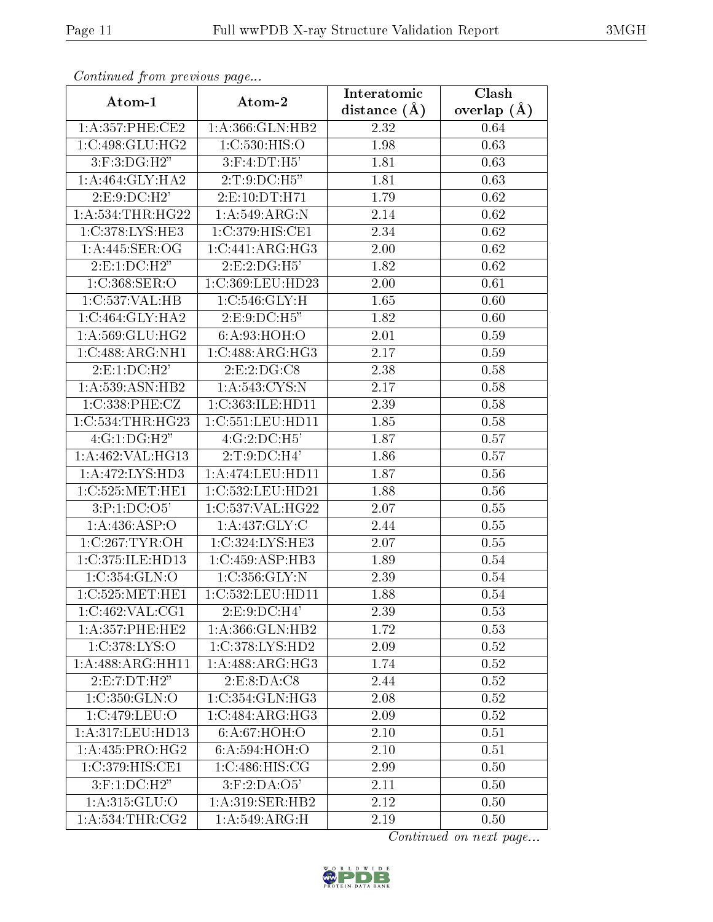*Continued from previous page...*

| Atom-1 | Atom-2 | Interatomic distance (Å) | Clash overlap (Å) |
|---|---|---|---|
| 1:A:357:PHE:CE2 | 1:A:366:GLN:HB2 | 2.32 | 0.64 |
| 1:C:498:GLU:HG2 | 1:C:530:HIS:O | 1.98 | 0.63 |
| 3:F:3:DG:H2" | 3:F:4:DT:H5' | 1.81 | 0.63 |
| 1:A:464:GLY:HA2 | 2:T:9:DC:H5" | 1.81 | 0.63 |
| 2:E:9:DC:H2' | 2:E:10:DT:H71 | 1.79 | 0.62 |
| 1:A:534:THR:HG22 | 1:A:549:ARG:N | 2.14 | 0.62 |
| 1:C:378:LYS:HE3 | 1:C:379:HIS:CE1 | 2.34 | 0.62 |
| 1:A:445:SER:OG | 1:C:441:ARG:HG3 | 2.00 | 0.62 |
| 2:E:1:DC:H2" | 2:E:2:DG:H5' | 1.82 | 0.62 |
| 1:C:368:SER:O | 1:C:369:LEU:HD23 | 2.00 | 0.61 |
| 1:C:537:VAL:HB | 1:C:546:GLY:H | 1.65 | 0.60 |
| 1:C:464:GLY:HA2 | 2:E:9:DC:H5" | 1.82 | 0.60 |
| 1:A:569:GLU:HG2 | 6:A:93:HOH:O | 2.01 | 0.59 |
| 1:C:488:ARG:NH1 | 1:C:488:ARG:HG3 | 2.17 | 0.59 |
| 2:E:1:DC:H2' | 2:E:2:DG:C8 | 2.38 | 0.58 |
| 1:A:539:ASN:HB2 | 1:A:543:CYS:N | 2.17 | 0.58 |
| 1:C:338:PHE:CZ | 1:C:363:ILE:HD11 | 2.39 | 0.58 |
| 1:C:534:THR:HG23 | 1:C:551:LEU:HD11 | 1.85 | 0.58 |
| 4:G:1:DG:H2" | 4:G:2:DC:H5' | 1.87 | 0.57 |
| 1:A:462:VAL:HG13 | 2:T:9:DC:H4' | 1.86 | 0.57 |
| 1:A:472:LYS:HD3 | 1:A:474:LEU:HD11 | 1.87 | 0.56 |
| 1:C:525:MET:HE1 | 1:C:532:LEU:HD21 | 1.88 | 0.56 |
| 3:P:1:DC:O5' | 1:C:537:VAL:HG22 | 2.07 | 0.55 |
| 1:A:436:ASP:O | 1:A:437:GLY:C | 2.44 | 0.55 |
| 1:C:267:TYR:OH | 1:C:324:LYS:HE3 | 2.07 | 0.55 |
| 1:C:375:ILE:HD13 | 1:C:459:ASP:HB3 | 1.89 | 0.54 |
| 1:C:354:GLN:O | 1:C:356:GLY:N | 2.39 | 0.54 |
| 1:C:525:MET:HE1 | 1:C:532:LEU:HD11 | 1.88 | 0.54 |
| 1:C:462:VAL:CG1 | 2:E:9:DC:H4' | 2.39 | 0.53 |
| 1:A:357:PHE:HE2 | 1:A:366:GLN:HB2 | 1.72 | 0.53 |
| 1:C:378:LYS:O | 1:C:378:LYS:HD2 | 2.09 | 0.52 |
| 1:A:488:ARG:HH11 | 1:A:488:ARG:HG3 | 1.74 | 0.52 |
| 2:E:7:DT:H2" | 2:E:8:DA:C8 | 2.44 | 0.52 |
| 1:C:350:GLN:O | 1:C:354:GLN:HG3 | 2.08 | 0.52 |
| 1:C:479:LEU:O | 1:C:484:ARG:HG3 | 2.09 | 0.52 |
| 1:A:317:LEU:HD13 | 6:A:67:HOH:O | 2.10 | 0.51 |
| 1:A:435:PRO:HG2 | 6:A:594:HOH:O | 2.10 | 0.51 |
| 1:C:379:HIS:CE1 | 1:C:486:HIS:CG | 2.99 | 0.50 |
| 3:F:1:DC:H2" | 3:F:2:DA:O5' | 2.11 | 0.50 |
| 1:A:315:GLU:O | 1:A:319:SER:HB2 | 2.12 | 0.50 |
| 1:A:534:THR:CG2 | 1:A:549:ARG:H | 2.19 | 0.50 |

*Continued on next page...*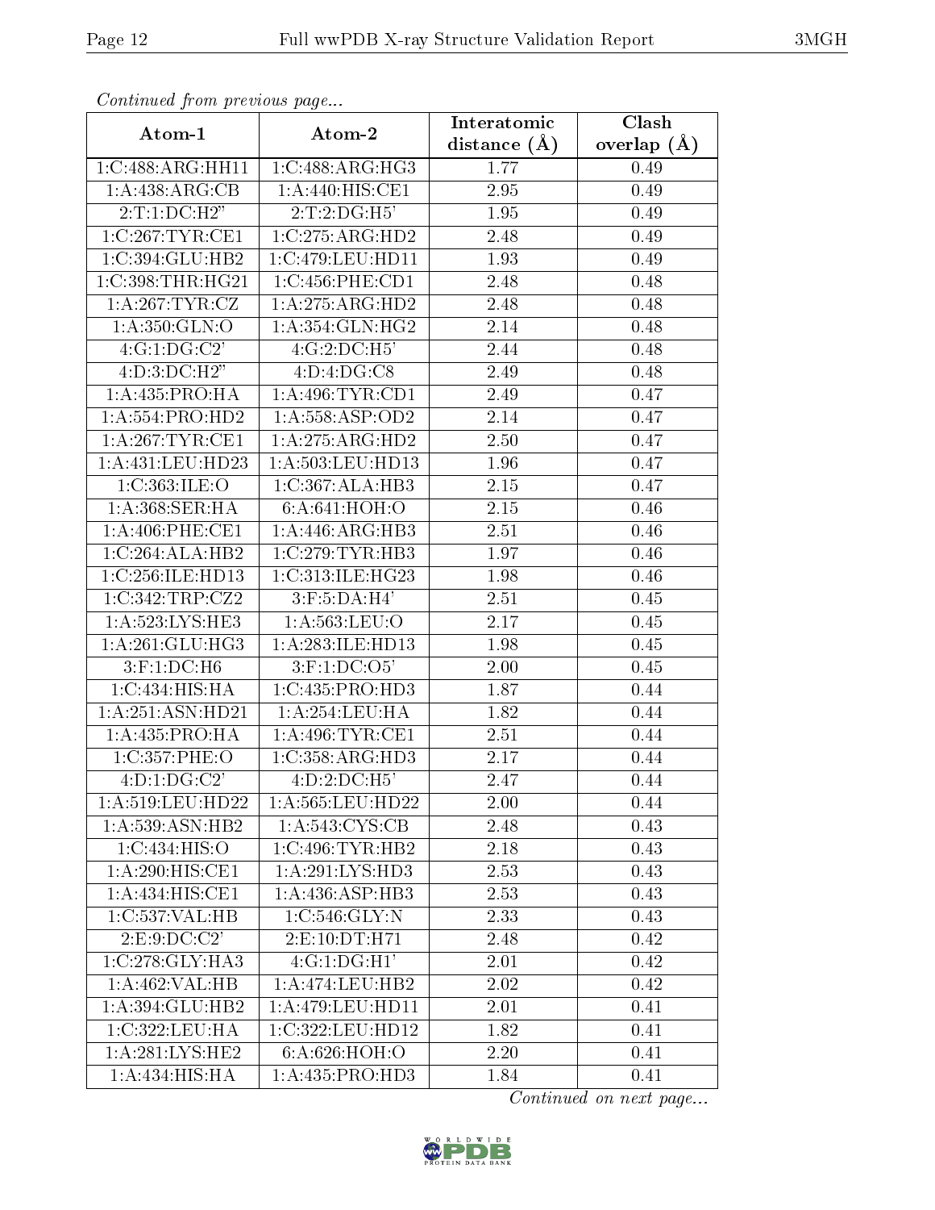*Continued from previous page...*

| Atom-1 | Atom-2 | Interatomic distance (Å) | Clash overlap (Å) |
| --- | --- | --- | --- |
| 1:C:488:ARG:HH11 | 1:C:488:ARG:HG3 | 1.77 | 0.49 |
| 1:A:438:ARG:CB | 1:A:440:HIS:CE1 | 2.95 | 0.49 |
| 2:T:1:DC:H2" | 2:T:2:DG:H5' | 1.95 | 0.49 |
| 1:C:267:TYR:CE1 | 1:C:275:ARG:HD2 | 2.48 | 0.49 |
| 1:C:394:GLU:HB2 | 1:C:479:LEU:HD11 | 1.93 | 0.49 |
| 1:C:398:THR:HG21 | 1:C:456:PHE:CD1 | 2.48 | 0.48 |
| 1:A:267:TYR:CZ | 1:A:275:ARG:HD2 | 2.48 | 0.48 |
| 1:A:350:GLN:O | 1:A:354:GLN:HG2 | 2.14 | 0.48 |
| 4:G:1:DG:C2' | 4:G:2:DC:H5' | 2.44 | 0.48 |
| 4:D:3:DC:H2" | 4:D:4:DG:C8 | 2.49 | 0.48 |
| 1:A:435:PRO:HA | 1:A:496:TYR:CD1 | 2.49 | 0.47 |
| 1:A:554:PRO:HD2 | 1:A:558:ASP:OD2 | 2.14 | 0.47 |
| 1:A:267:TYR:CE1 | 1:A:275:ARG:HD2 | 2.50 | 0.47 |
| 1:A:431:LEU:HD23 | 1:A:503:LEU:HD13 | 1.96 | 0.47 |
| 1:C:363:ILE:O | 1:C:367:ALA:HB3 | 2.15 | 0.47 |
| 1:A:368:SER:HA | 6:A:641:HOH:O | 2.15 | 0.46 |
| 1:A:406:PHE:CE1 | 1:A:446:ARG:HB3 | 2.51 | 0.46 |
| 1:C:264:ALA:HB2 | 1:C:279:TYR:HB3 | 1.97 | 0.46 |
| 1:C:256:ILE:HD13 | 1:C:313:ILE:HG23 | 1.98 | 0.46 |
| 1:C:342:TRP:CZ2 | 3:F:5:DA:H4' | 2.51 | 0.45 |
| 1:A:523:LYS:HE3 | 1:A:563:LEU:O | 2.17 | 0.45 |
| 1:A:261:GLU:HG3 | 1:A:283:ILE:HD13 | 1.98 | 0.45 |
| 3:F:1:DC:H6 | 3:F:1:DC:O5' | 2.00 | 0.45 |
| 1:C:434:HIS:HA | 1:C:435:PRO:HD3 | 1.87 | 0.44 |
| 1:A:251:ASN:HD21 | 1:A:254:LEU:HA | 1.82 | 0.44 |
| 1:A:435:PRO:HA | 1:A:496:TYR:CE1 | 2.51 | 0.44 |
| 1:C:357:PHE:O | 1:C:358:ARG:HD3 | 2.17 | 0.44 |
| 4:D:1:DG:C2' | 4:D:2:DC:H5' | 2.47 | 0.44 |
| 1:A:519:LEU:HD22 | 1:A:565:LEU:HD22 | 2.00 | 0.44 |
| 1:A:539:ASN:HB2 | 1:A:543:CYS:CB | 2.48 | 0.43 |
| 1:C:434:HIS:O | 1:C:496:TYR:HB2 | 2.18 | 0.43 |
| 1:A:290:HIS:CE1 | 1:A:291:LYS:HD3 | 2.53 | 0.43 |
| 1:A:434:HIS:CE1 | 1:A:436:ASP:HB3 | 2.53 | 0.43 |
| 1:C:537:VAL:HB | 1:C:546:GLY:N | 2.33 | 0.43 |
| 2:E:9:DC:C2' | 2:E:10:DT:H71 | 2.48 | 0.42 |
| 1:C:278:GLY:HA3 | 4:G:1:DG:H1' | 2.01 | 0.42 |
| 1:A:462:VAL:HB | 1:A:474:LEU:HB2 | 2.02 | 0.42 |
| 1:A:394:GLU:HB2 | 1:A:479:LEU:HD11 | 2.01 | 0.41 |
| 1:C:322:LEU:HA | 1:C:322:LEU:HD12 | 1.82 | 0.41 |
| 1:A:281:LYS:HE2 | 6:A:626:HOH:O | 2.20 | 0.41 |
| 1:A:434:HIS:HA | 1:A:435:PRO:HD3 | 1.84 | 0.41 |

*Continued on next page...*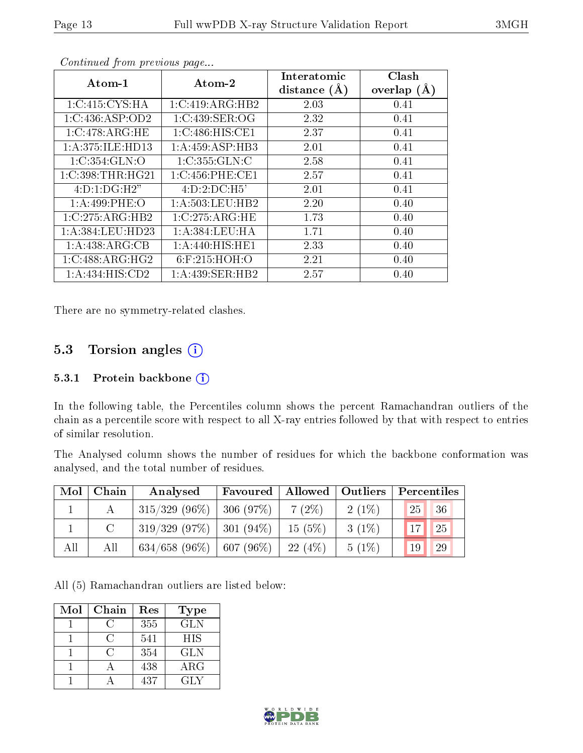*Continued from previous page...*

| Atom-1 | Atom-2 | Interatomic distance (Å) | Clash overlap (Å) |
|---|---|---|---|
| 1:C:415:CYS:HA | 1:C:419:ARG:HB2 | 2.03 | 0.41 |
| 1:C:436:ASP:OD2 | 1:C:439:SER:OG | 2.32 | 0.41 |
| 1:C:478:ARG:HE | 1:C:486:HIS:CE1 | 2.37 | 0.41 |
| 1:A:375:ILE:HD13 | 1:A:459:ASP:HB3 | 2.01 | 0.41 |
| 1:C:354:GLN:O | 1:C:355:GLN:C | 2.58 | 0.41 |
| 1:C:398:THR:HG21 | 1:C:456:PHE:CE1 | 2.57 | 0.41 |
| 4:D:1:DG:H2” | 4:D:2:DC:H5’ | 2.01 | 0.41 |
| 1:A:499:PHE:O | 1:A:503:LEU:HB2 | 2.20 | 0.40 |
| 1:C:275:ARG:HB2 | 1:C:275:ARG:HE | 1.73 | 0.40 |
| 1:A:384:LEU:HD23 | 1:A:384:LEU:HA | 1.71 | 0.40 |
| 1:A:438:ARG:CB | 1:A:440:HIS:HE1 | 2.33 | 0.40 |
| 1:C:488:ARG:HG2 | 6:F:215:HOH:O | 2.21 | 0.40 |
| 1:A:434:HIS:CD2 | 1:A:439:SER:HB2 | 2.57 | 0.40 |

There are no symmetry-related clashes.

## 5.3 Torsion angles

### 5.3.1 Protein backbone

In the following table, the Percentiles column shows the percent Ramachandran outliers of the chain as a percentile score with respect to all X-ray entries followed by that with respect to entries of similar resolution.

The Analysed column shows the number of residues for which the backbone conformation was analysed, and the total number of residues.

| Mol | Chain | Analysed | Favoured | Allowed | Outliers | Percentiles | |
|---|---|---|---|---|---|---|---|
| 1 | A | 315/329 (96%) | 306 (97%) | 7 (2%) | 2 (1%) | 25 | 36 |
| 1 | C | 319/329 (97%) | 301 (94%) | 15 (5%) | 3 (1%) | 17 | 25 |
| All | All | 634/658 (96%) | 607 (96%) | 22 (4%) | 5 (1%) | 19 | 29 |

All (5) Ramachandran outliers are listed below:

| Mol | Chain | Res | Type |
|---|---|---|---|
| 1 | C | 355 | GLN |
| 1 | C | 541 | HIS |
| 1 | C | 354 | GLN |
| 1 | A | 438 | ARG |
| 1 | A | 437 | GLY |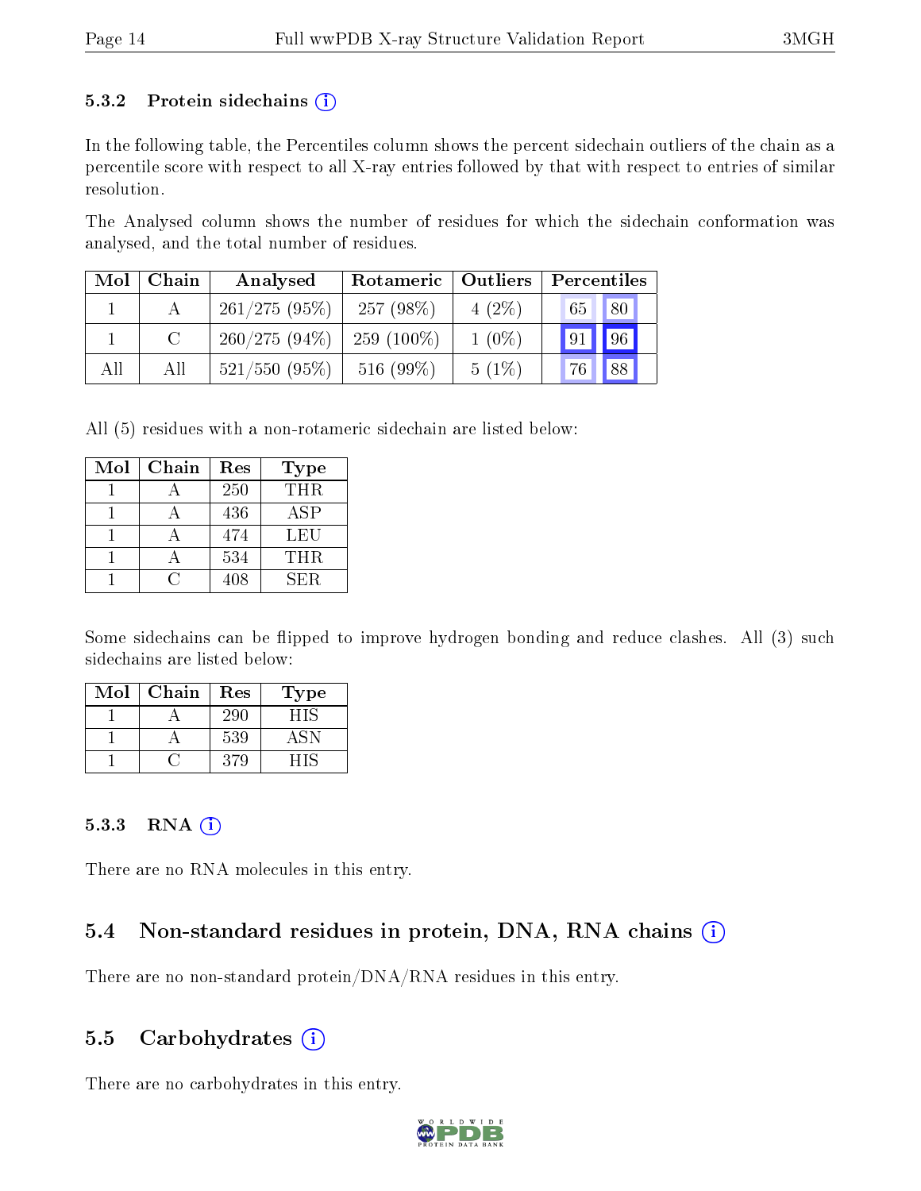#### 5.3.2 Protein sidechains

In the following table, the Percentiles column shows the percent sidechain outliers of the chain as a percentile score with respect to all X-ray entries followed by that with respect to entries of similar resolution.

The Analysed column shows the number of residues for which the sidechain conformation was analysed, and the total number of residues.

| Mol | Chain | Analysed | Rotameric | Outliers | Percentiles | |
|---|---|---|---|---|---|---|
| 1 | A | 261/275 (95%) | 257 (98%) | 4 (2%) | 65 | 80 |
| 1 | C | 260/275 (94%) | 259 (100%) | 1 (0%) | 91 | 96 |
| All | All | 521/550 (95%) | 516 (99%) | 5 (1%) | 76 | 88 |

All (5) residues with a non-rotameric sidechain are listed below:

| Mol | Chain | Res | Type |
|---|---|---|---|
| 1 | A | 250 | THR |
| 1 | A | 436 | ASP |
| 1 | A | 474 | LEU |
| 1 | A | 534 | THR |
| 1 | C | 408 | SER |

Some sidechains can be flipped to improve hydrogen bonding and reduce clashes. All (3) such sidechains are listed below:

| Mol | Chain | Res | Type |
|---|---|---|---|
| 1 | A | 290 | HIS |
| 1 | A | 539 | ASN |
| 1 | C | 379 | HIS |

#### 5.3.3 RNA

There are no RNA molecules in this entry.

### 5.4 Non-standard residues in protein, DNA, RNA chains

There are no non-standard protein/DNA/RNA residues in this entry.

### 5.5 Carbohydrates

There are no carbohydrates in this entry.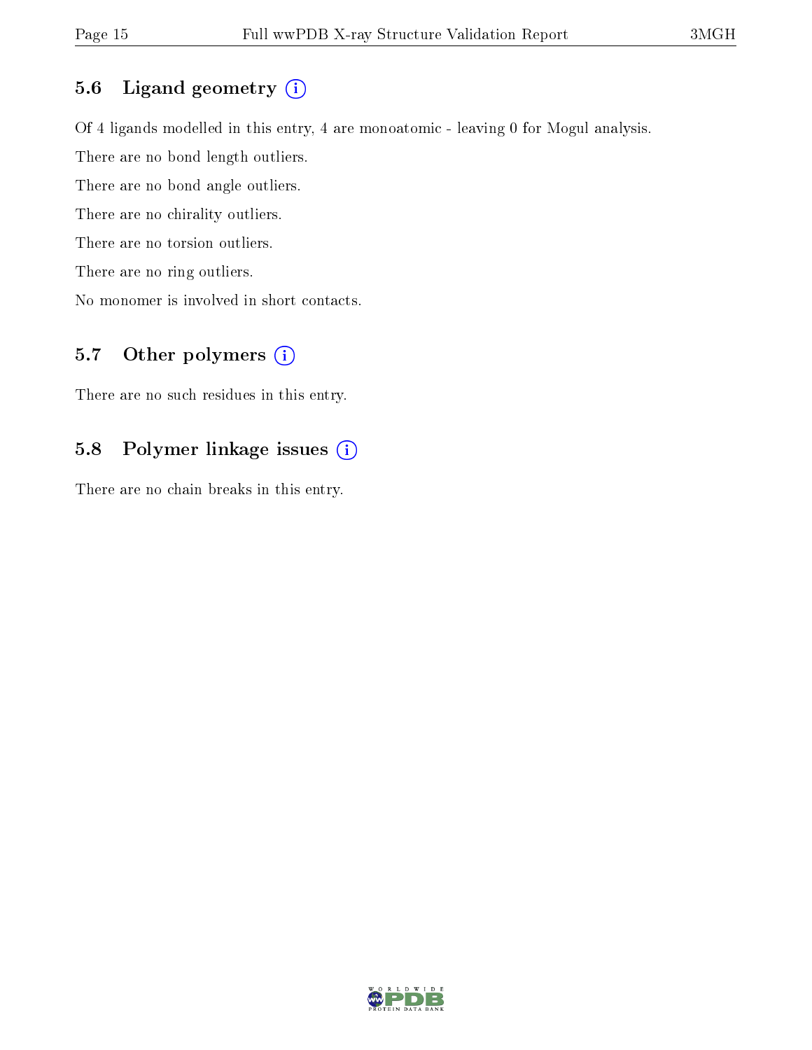## 5.6 Ligand geometry (i)

Of 4 ligands modelled in this entry, 4 are monoatomic - leaving 0 for Mogul analysis.

There are no bond length outliers.

There are no bond angle outliers.

There are no chirality outliers.

There are no torsion outliers.

There are no ring outliers.

No monomer is involved in short contacts.

## 5.7 Other polymers (i)

There are no such residues in this entry.

## 5.8 Polymer linkage issues (i)

There are no chain breaks in this entry.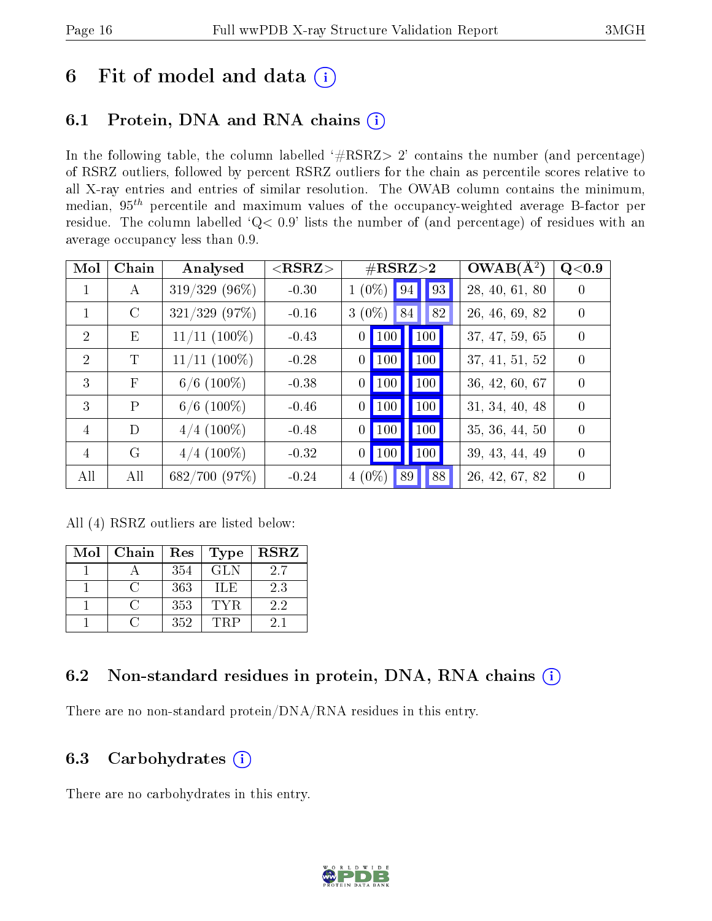# 6 Fit of model and data (i)

## 6.1 Protein, DNA and RNA chains (i)

In the following table, the column labelled '#RSRZ> 2' contains the number (and percentage) of RSRZ outliers, followed by percent RSRZ outliers for the chain as percentile scores relative to all X-ray entries and entries of similar resolution. The OWAB column contains the minimum, median, $95^{th}$ percentile and maximum values of the occupancy-weighted average B-factor per residue. The column labelled 'Q< 0.9' lists the number of (and percentage) of residues with an average occupancy less than 0.9.

| Mol | Chain | Analysed | <RSRZ> | #RSRZ>2 | | | OWAB(Å$^2$) | Q<0.9 |
|---|---|---|---|---|---|---|---|---|
| 1 | A | 319/329 (96%) | -0.30 | 1 (0%) | 94 | 93 | 28, 40, 61, 80 | 0 |
| 1 | C | 321/329 (97%) | -0.16 | 3 (0%) | 84 | 82 | 26, 46, 69, 82 | 0 |
| 2 | E | 11/11 (100%) | -0.43 | 0 | 100 | 100 | 37, 47, 59, 65 | 0 |
| 2 | T | 11/11 (100%) | -0.28 | 0 | 100 | 100 | 37, 41, 51, 52 | 0 |
| 3 | F | 6/6 (100%) | -0.38 | 0 | 100 | 100 | 36, 42, 60, 67 | 0 |
| 3 | P | 6/6 (100%) | -0.46 | 0 | 100 | 100 | 31, 34, 40, 48 | 0 |
| 4 | D | 4/4 (100%) | -0.48 | 0 | 100 | 100 | 35, 36, 44, 50 | 0 |
| 4 | G | 4/4 (100%) | -0.32 | 0 | 100 | 100 | 39, 43, 44, 49 | 0 |
| All | All | 682/700 (97%) | -0.24 | 4 (0%) | 89 | 88 | 26, 42, 67, 82 | 0 |

All (4) RSRZ outliers are listed below:

| Mol | Chain | Res | Type | RSRZ |
|---|---|---|---|---|
| 1 | A | 354 | GLN | 2.7 |
| 1 | C | 363 | ILE | 2.3 |
| 1 | C | 353 | TYR | 2.2 |
| 1 | C | 352 | TRP | 2.1 |

## 6.2 Non-standard residues in protein, DNA, RNA chains (i)

There are no non-standard protein/DNA/RNA residues in this entry.

## 6.3 Carbohydrates (i)

There are no carbohydrates in this entry.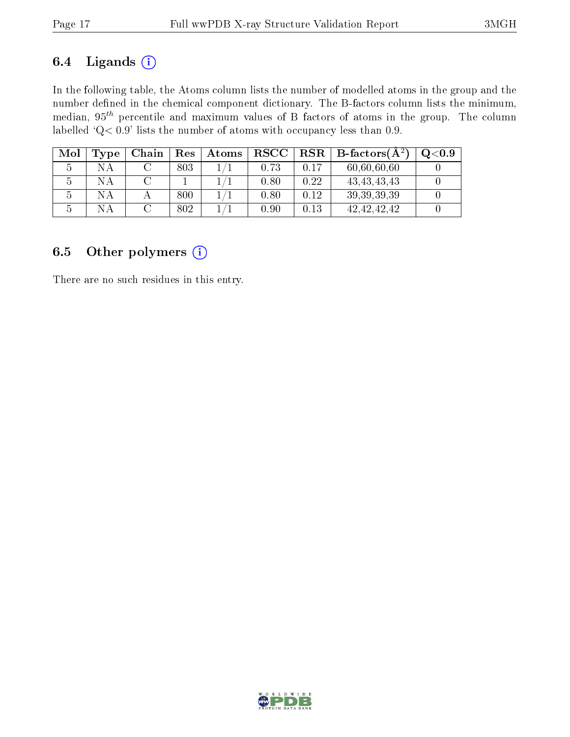## 6.4 Ligands (i)

In the following table, the Atoms column lists the number of modelled atoms in the group and the number defined in the chemical component dictionary. The B-factors column lists the minimum, median, $95^{th}$ percentile and maximum values of B factors of atoms in the group. The column labelled 'Q< 0.9' lists the number of atoms with occupancy less than 0.9.

| Mol | Type | Chain | Res | Atoms | RSCC | RSR | B-factors(Å$^2$) | Q<0.9 |
|---|---|---|---|---|---|---|---|---|
| 5 | NA | C | 803 | 1/1 | 0.73 | 0.17 | 60,60,60,60 | 0 |
| 5 | NA | C | 1 | 1/1 | 0.80 | 0.22 | 43,43,43,43 | 0 |
| 5 | NA | A | 800 | 1/1 | 0.80 | 0.12 | 39,39,39,39 | 0 |
| 5 | NA | C | 802 | 1/1 | 0.90 | 0.13 | 42,42,42,42 | 0 |

## 6.5 Other polymers (i)

There are no such residues in this entry.